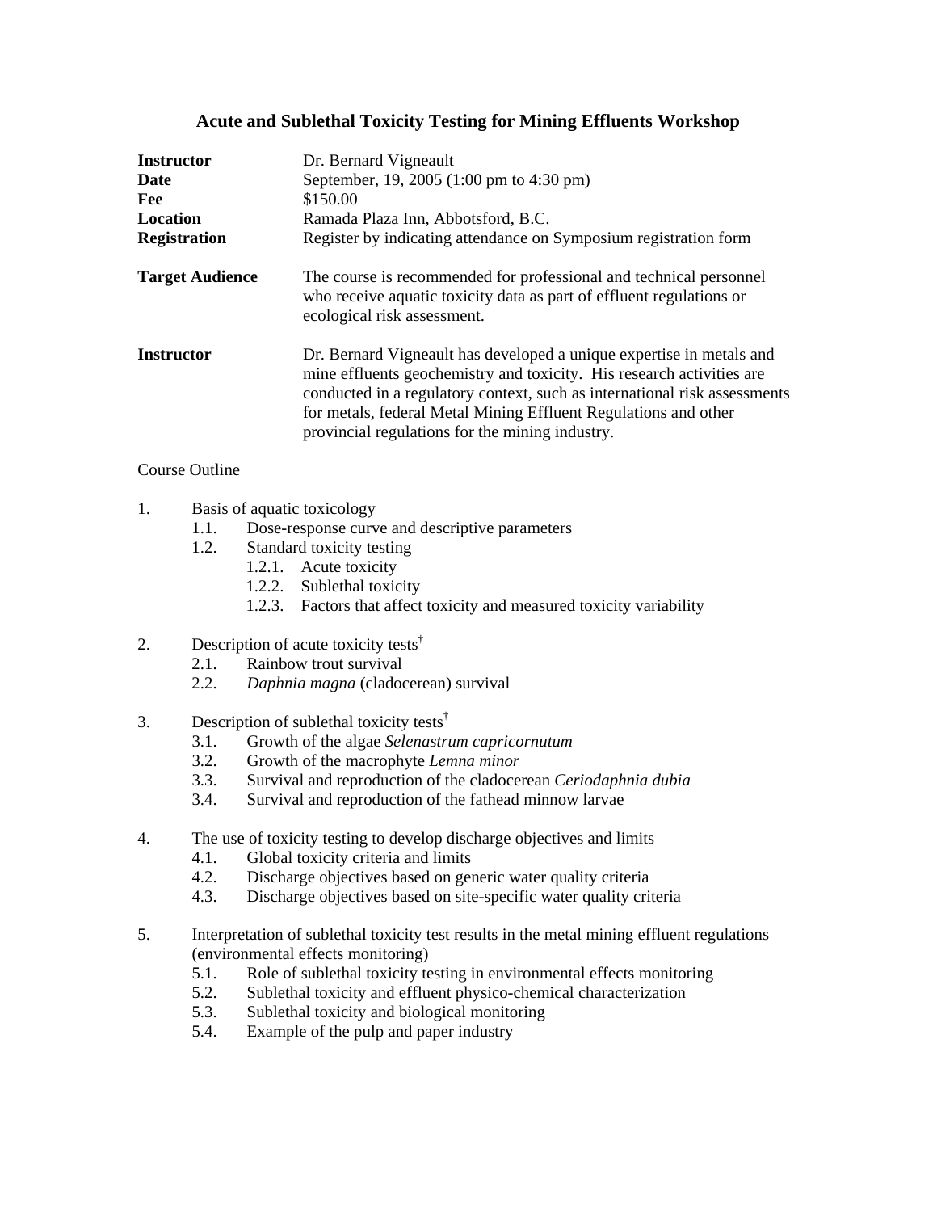# Acute and Sublethal Toxicity Testing for Mining Effluents Workshop

| | |
|---|---|
| **Instructor** | Dr. Bernard Vigneault |
| **Date** | September, 19, 2005 (1:00 pm to 4:30 pm) |
| **Fee** | $150.00 |
| **Location** | Ramada Plaza Inn, Abbotsford, B.C. |
| **Registration** | Register by indicating attendance on Symposium registration form |
| **Target Audience** | The course is recommended for professional and technical personnel who receive aquatic toxicity data as part of effluent regulations or ecological risk assessment. |
| **Instructor** | Dr. Bernard Vigneault has developed a unique expertise in metals and mine effluents geochemistry and toxicity. His research activities are conducted in a regulatory context, such as international risk assessments for metals, federal Metal Mining Effluent Regulations and other provincial regulations for the mining industry. |

<u>Course Outline</u>

1. Basis of aquatic toxicology
   - 1.1. Dose-response curve and descriptive parameters
   - 1.2. Standard toxicity testing
     - 1.2.1. Acute toxicity
     - 1.2.2. Sublethal toxicity
     - 1.2.3. Factors that affect toxicity and measured toxicity variability

2. Description of acute toxicity tests†
   - 2.1. Rainbow trout survival
   - 2.2. *Daphnia magna* (cladocerean) survival

3. Description of sublethal toxicity tests†
   - 3.1. Growth of the algae *Selenastrum capricornutum*
   - 3.2. Growth of the macrophyte *Lemna minor*
   - 3.3. Survival and reproduction of the cladocerean *Ceriodaphnia dubia*
   - 3.4. Survival and reproduction of the fathead minnow larvae

4. The use of toxicity testing to develop discharge objectives and limits
   - 4.1. Global toxicity criteria and limits
   - 4.2. Discharge objectives based on generic water quality criteria
   - 4.3. Discharge objectives based on site-specific water quality criteria

5. Interpretation of sublethal toxicity test results in the metal mining effluent regulations (environmental effects monitoring)
   - 5.1. Role of sublethal toxicity testing in environmental effects monitoring
   - 5.2. Sublethal toxicity and effluent physico-chemical characterization
   - 5.3. Sublethal toxicity and biological monitoring
   - 5.4. Example of the pulp and paper industry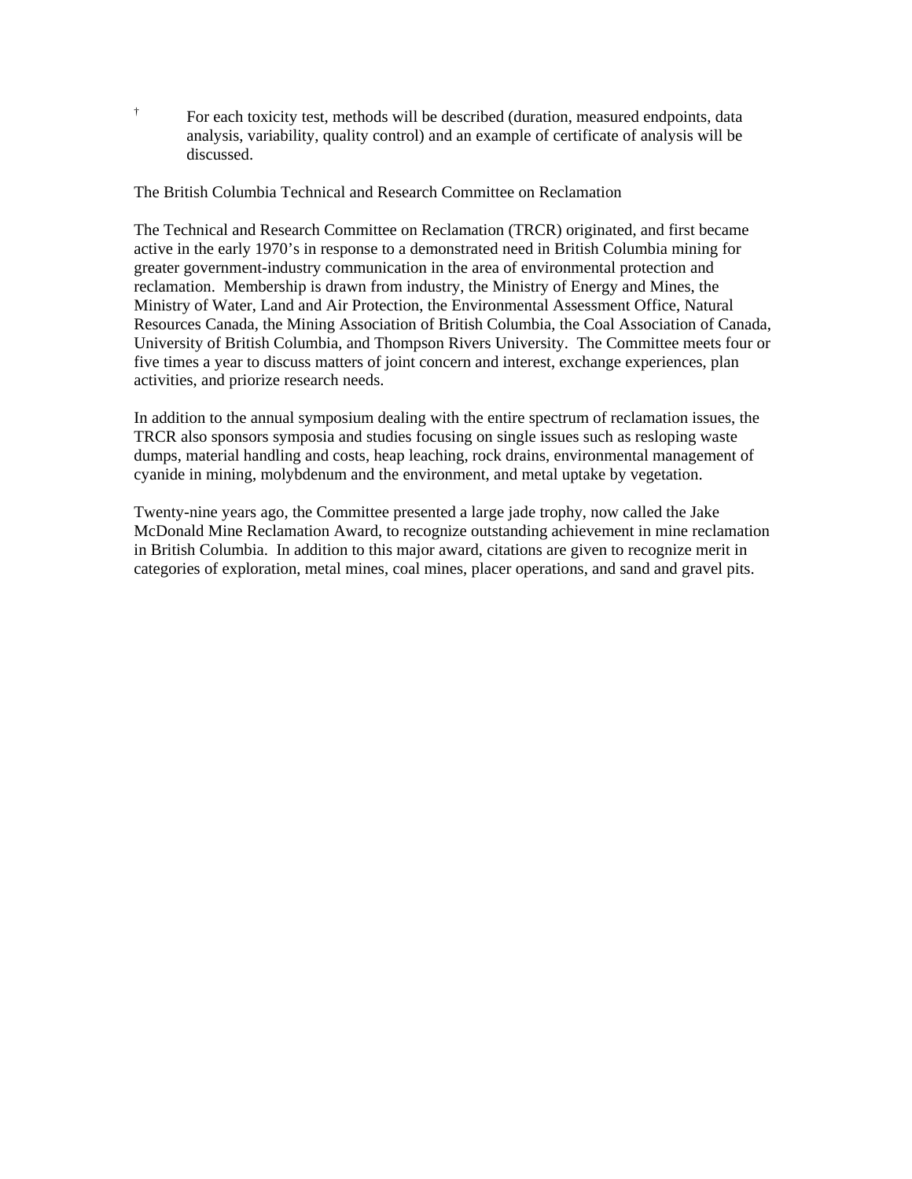† For each toxicity test, methods will be described (duration, measured endpoints, data analysis, variability, quality control) and an example of certificate of analysis will be discussed.

## The British Columbia Technical and Research Committee on Reclamation

The Technical and Research Committee on Reclamation (TRCR) originated, and first became active in the early 1970's in response to a demonstrated need in British Columbia mining for greater government-industry communication in the area of environmental protection and reclamation. Membership is drawn from industry, the Ministry of Energy and Mines, the Ministry of Water, Land and Air Protection, the Environmental Assessment Office, Natural Resources Canada, the Mining Association of British Columbia, the Coal Association of Canada, University of British Columbia, and Thompson Rivers University. The Committee meets four or five times a year to discuss matters of joint concern and interest, exchange experiences, plan activities, and priorize research needs.

In addition to the annual symposium dealing with the entire spectrum of reclamation issues, the TRCR also sponsors symposia and studies focusing on single issues such as resloping waste dumps, material handling and costs, heap leaching, rock drains, environmental management of cyanide in mining, molybdenum and the environment, and metal uptake by vegetation.

Twenty-nine years ago, the Committee presented a large jade trophy, now called the Jake McDonald Mine Reclamation Award, to recognize outstanding achievement in mine reclamation in British Columbia. In addition to this major award, citations are given to recognize merit in categories of exploration, metal mines, coal mines, placer operations, and sand and gravel pits.